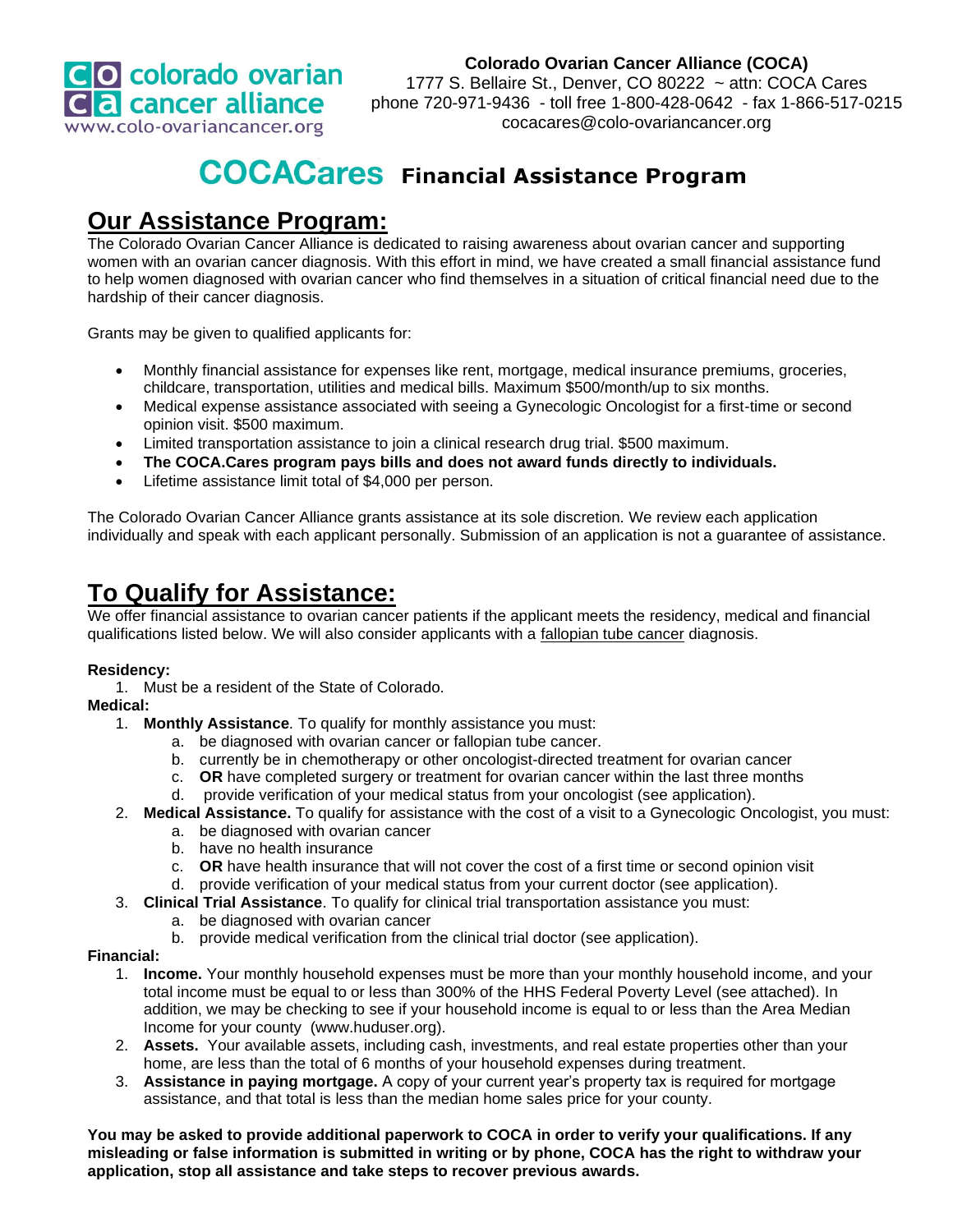**Colorado Ovarian Cancer Alliance (COCA)**
1777 S. Bellaire St., Denver, CO 80222 ~ attn: COCA Cares
phone 720-971-9436 - toll free 1-800-428-0642 - fax 1-866-517-0215
cocacares@colo-ovariancancer.org

colorado ovarian cancer alliance
www.colo-ovariancancer.org

# COCACares Financial Assistance Program

## Our Assistance Program:

The Colorado Ovarian Cancer Alliance is dedicated to raising awareness about ovarian cancer and supporting women with an ovarian cancer diagnosis. With this effort in mind, we have created a small financial assistance fund to help women diagnosed with ovarian cancer who find themselves in a situation of critical financial need due to the hardship of their cancer diagnosis.

Grants may be given to qualified applicants for:

- Monthly financial assistance for expenses like rent, mortgage, medical insurance premiums, groceries, childcare, transportation, utilities and medical bills. Maximum $500/month/up to six months.
- Medical expense assistance associated with seeing a Gynecologic Oncologist for a first-time or second opinion visit. $500 maximum.
- Limited transportation assistance to join a clinical research drug trial. $500 maximum.
- **The COCA.Cares program pays bills and does not award funds directly to individuals.**
- Lifetime assistance limit total of $4,000 per person.

The Colorado Ovarian Cancer Alliance grants assistance at its sole discretion. We review each application individually and speak with each applicant personally. Submission of an application is not a guarantee of assistance.

## To Qualify for Assistance:

We offer financial assistance to ovarian cancer patients if the applicant meets the residency, medical and financial qualifications listed below. We will also consider applicants with a fallopian tube cancer diagnosis.

**Residency:**

1. Must be a resident of the State of Colorado.

**Medical:**

1. **Monthly Assistance**. To qualify for monthly assistance you must:
   a. be diagnosed with ovarian cancer or fallopian tube cancer.
   b. currently be in chemotherapy or other oncologist-directed treatment for ovarian cancer
   c. **OR** have completed surgery or treatment for ovarian cancer within the last three months
   d. provide verification of your medical status from your oncologist (see application).
2. **Medical Assistance.** To qualify for assistance with the cost of a visit to a Gynecologic Oncologist, you must:
   a. be diagnosed with ovarian cancer
   b. have no health insurance
   c. **OR** have health insurance that will not cover the cost of a first time or second opinion visit
   d. provide verification of your medical status from your current doctor (see application).
3. **Clinical Trial Assistance**. To qualify for clinical trial transportation assistance you must:
   a. be diagnosed with ovarian cancer
   b. provide medical verification from the clinical trial doctor (see application).

**Financial:**

1. **Income.** Your monthly household expenses must be more than your monthly household income, and your total income must be equal to or less than 300% of the HHS Federal Poverty Level (see attached). In addition, we may be checking to see if your household income is equal to or less than the Area Median Income for your county (www.huduser.org).
2. **Assets.** Your available assets, including cash, investments, and real estate properties other than your home, are less than the total of 6 months of your household expenses during treatment.
3. **Assistance in paying mortgage.** A copy of your current year's property tax is required for mortgage assistance, and that total is less than the median home sales price for your county.

**You may be asked to provide additional paperwork to COCA in order to verify your qualifications. If any misleading or false information is submitted in writing or by phone, COCA has the right to withdraw your application, stop all assistance and take steps to recover previous awards.**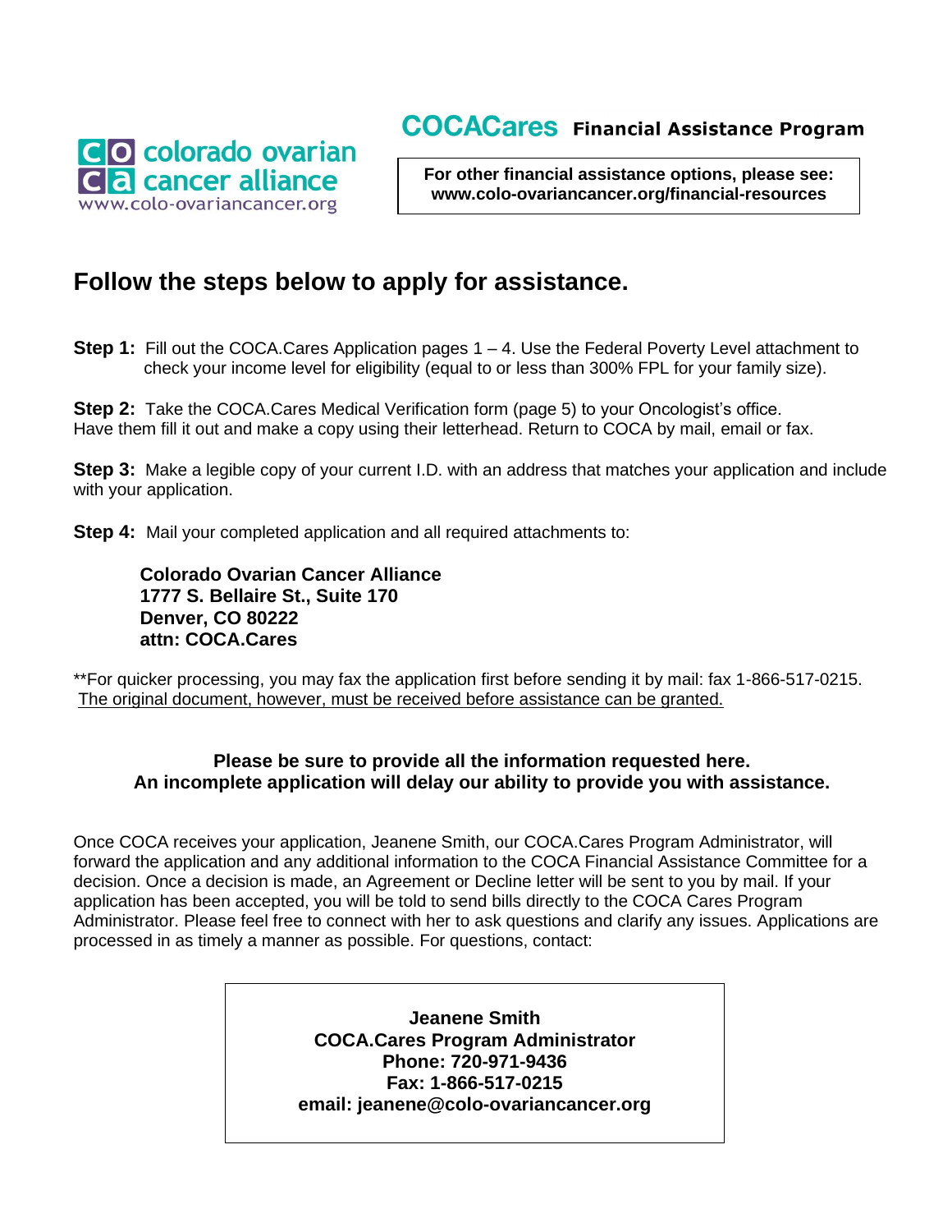colorado ovarian cancer alliance
www.colo-ovariancancer.org

# COCACares Financial Assistance Program

**For other financial assistance options, please see: www.colo-ovariancancer.org/financial-resources**

## Follow the steps below to apply for assistance.

**Step 1:** Fill out the COCA.Cares Application pages 1 – 4. Use the Federal Poverty Level attachment to check your income level for eligibility (equal to or less than 300% FPL for your family size).

**Step 2:** Take the COCA.Cares Medical Verification form (page 5) to your Oncologist's office. Have them fill it out and make a copy using their letterhead. Return to COCA by mail, email or fax.

**Step 3:** Make a legible copy of your current I.D. with an address that matches your application and include with your application.

**Step 4:** Mail your completed application and all required attachments to:

**Colorado Ovarian Cancer Alliance**
**1777 S. Bellaire St., Suite 170**
**Denver, CO 80222**
**attn: COCA.Cares**

**For quicker processing, you may fax the application first before sending it by mail: fax 1-866-517-0215. The original document, however, must be received before assistance can be granted.

**Please be sure to provide all the information requested here.**
**An incomplete application will delay our ability to provide you with assistance.**

Once COCA receives your application, Jeanene Smith, our COCA.Cares Program Administrator, will forward the application and any additional information to the COCA Financial Assistance Committee for a decision. Once a decision is made, an Agreement or Decline letter will be sent to you by mail. If your application has been accepted, you will be told to send bills directly to the COCA Cares Program Administrator. Please feel free to connect with her to ask questions and clarify any issues. Applications are processed in as timely a manner as possible. For questions, contact:

**Jeanene Smith**
**COCA.Cares Program Administrator**
**Phone: 720-971-9436**
**Fax: 1-866-517-0215**
**email: jeanene@colo-ovariancancer.org**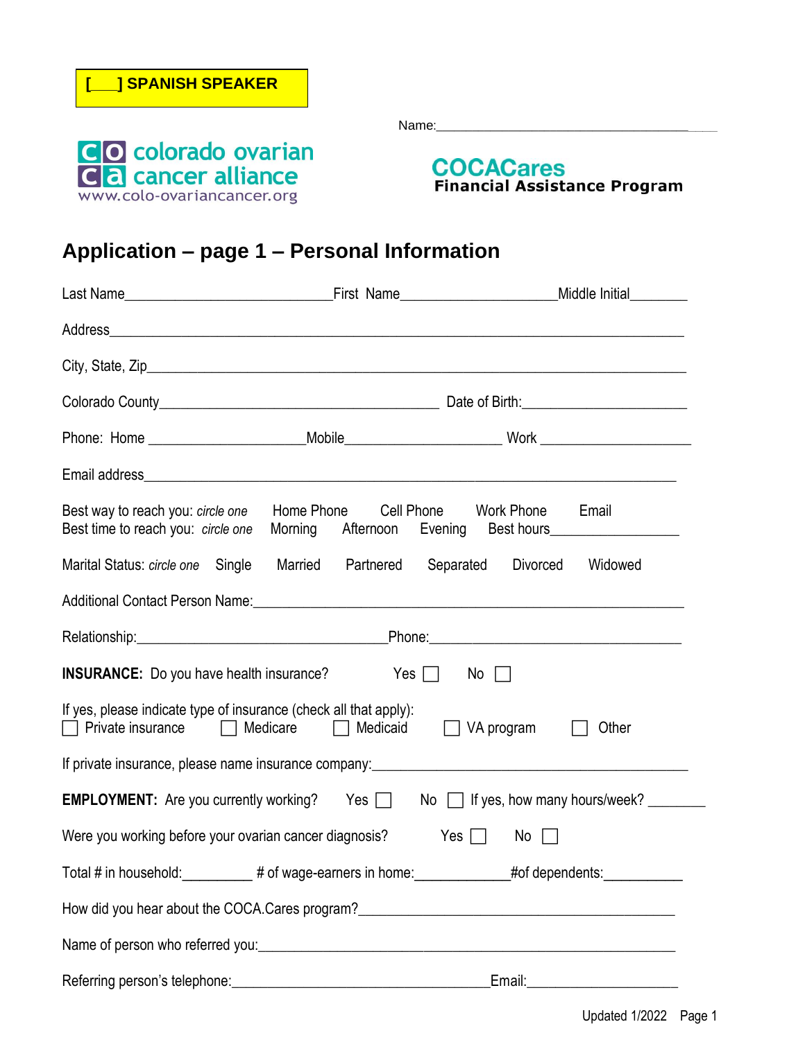**[___] SPANISH SPEAKER**

Name:____________________________________

colorado ovarian cancer alliance
www.colo-ovariancancer.org

**COCACares**
**Financial Assistance Program**

# Application – page 1 – Personal Information

Last Name____________________________First Name____________________Middle Initial________

Address_________________________________________________________________________

City, State, Zip___________________________________________________________________

Colorado County_____________________________________ Date of Birth:______________________

Phone: Home ____________________Mobile____________________ Work ___________________

Email address_____________________________________________________________________

Best way to reach you: *circle one* Home Phone Cell Phone Work Phone Email
Best time to reach you: *circle one* Morning Afternoon Evening Best hours_________________

Marital Status: *circle one* Single Married Partnered Separated Divorced Widowed

Additional Contact Person Name:____________________________________________________

Relationship:_________________________________Phone:_________________________________

**INSURANCE:** Do you have health insurance? Yes ☐ No ☐

If yes, please indicate type of insurance (check all that apply):
☐ Private insurance ☐ Medicare ☐ Medicaid ☐ VA program ☐ Other

If private insurance, please name insurance company:_________________________________________

**EMPLOYMENT:** Are you currently working? Yes ☐ No ☐ If yes, how many hours/week? _______

Were you working before your ovarian cancer diagnosis? Yes ☐ No ☐

Total # in household:_________ # of wage-earners in home:____________#of dependents:__________

How did you hear about the COCA.Cares program?__________________________________________

Name of person who referred you:____________________________________________________

Referring person's telephone:__________________________________Email:___________________

Updated 1/2022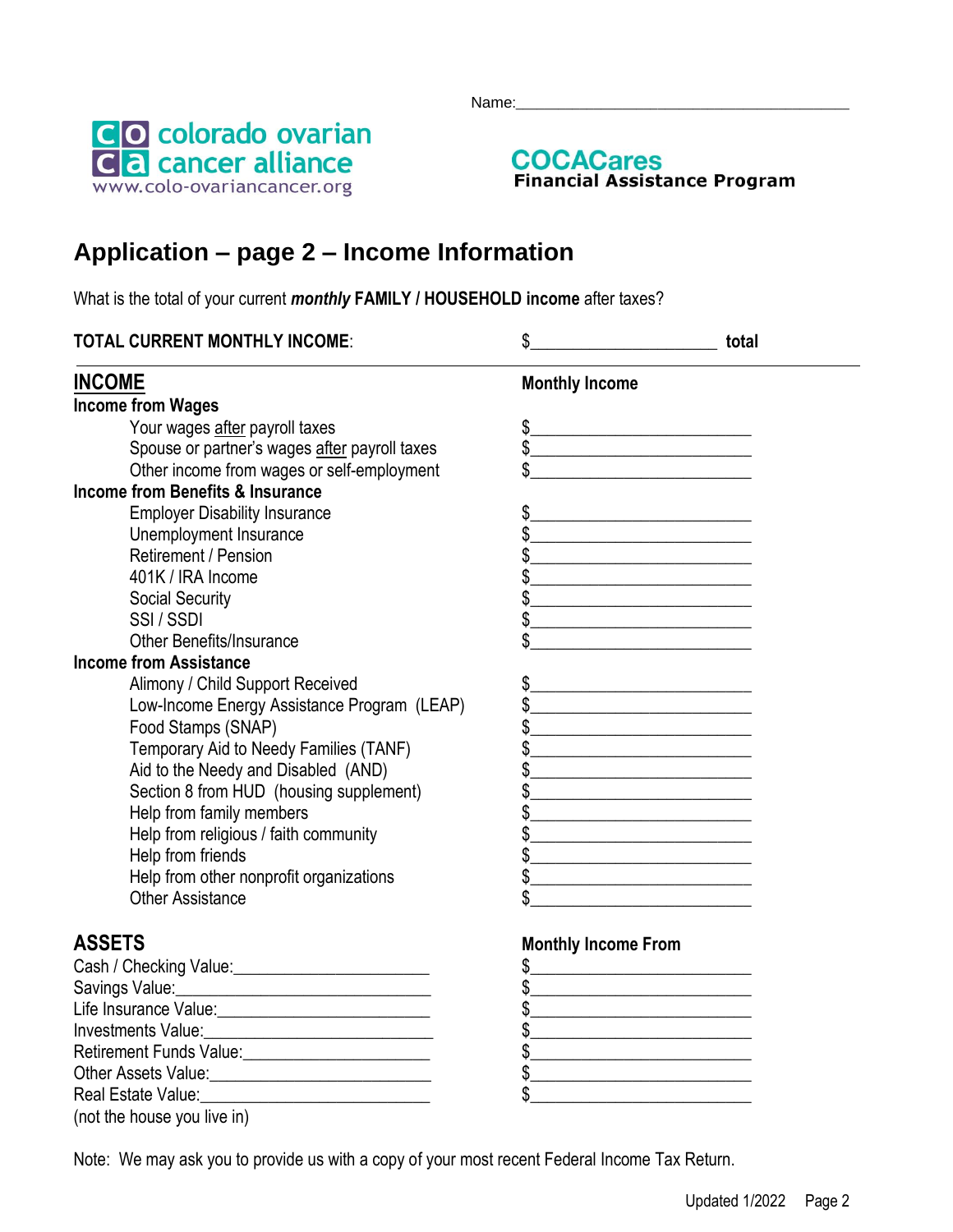Name:________________________________________

colorado ovarian cancer alliance
www.colo-ovariancancer.org

**COCACares**
**Financial Assistance Program**

# Application – page 2 – Income Information

What is the total of your current ***monthly*** **FAMILY / HOUSEHOLD income** after taxes?

**TOTAL CURRENT MONTHLY INCOME**: $____________________ **total**

| **INCOME** | **Monthly Income** |
|---|---|
| **Income from Wages** | |
| Your wages after payroll taxes | $________________________ |
| Spouse or partner's wages after payroll taxes | $________________________ |
| Other income from wages or self-employment | $________________________ |
| **Income from Benefits & Insurance** | |
| Employer Disability Insurance | $________________________ |
| Unemployment Insurance | $________________________ |
| Retirement / Pension | $________________________ |
| 401K / IRA Income | $________________________ |
| Social Security | $________________________ |
| SSI / SSDI | $________________________ |
| Other Benefits/Insurance | $________________________ |
| **Income from Assistance** | |
| Alimony / Child Support Received | $________________________ |
| Low-Income Energy Assistance Program (LEAP) | $________________________ |
| Food Stamps (SNAP) | $________________________ |
| Temporary Aid to Needy Families (TANF) | $________________________ |
| Aid to the Needy and Disabled (AND) | $________________________ |
| Section 8 from HUD (housing supplement) | $________________________ |
| Help from family members | $________________________ |
| Help from religious / faith community | $________________________ |
| Help from friends | $________________________ |
| Help from other nonprofit organizations | $________________________ |
| Other Assistance | $________________________ |

| **ASSETS** | **Monthly Income From** |
|---|---|
| Cash / Checking Value:______________________ | $________________________ |
| Savings Value:____________________________ | $________________________ |
| Life Insurance Value:_______________________ | $________________________ |
| Investments Value:_________________________ | $________________________ |
| Retirement Funds Value:_____________________ | $________________________ |
| Other Assets Value:________________________ | $________________________ |
| Real Estate Value:_________________________ (not the house you live in) | $________________________ |

Note: We may ask you to provide us with a copy of your most recent Federal Income Tax Return.

Updated 1/2022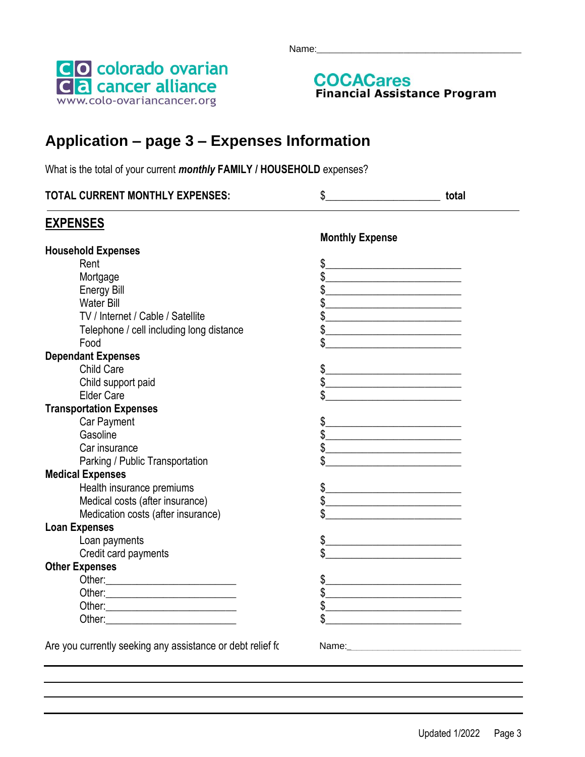Name:\_\_\_\_\_\_\_\_\_\_\_\_\_\_\_\_\_\_\_\_\_\_\_\_\_\_\_\_\_\_\_\_\_\_\_\_\_\_\_\_

colorado ovarian cancer alliance
www.colo-ovariancancer.org

**COCACares**
**Financial Assistance Program**

# Application – page 3 – Expenses Information

What is the total of your current ***monthly*** **FAMILY / HOUSEHOLD** expenses?

**TOTAL CURRENT MONTHLY EXPENSES:** $\_\_\_\_\_\_\_\_\_\_\_\_\_\_\_\_\_\_\_\_\_\_ **total**

## EXPENSES

| | Monthly Expense |
|---|---|
| **Household Expenses** | |
| Rent | $\_\_\_\_\_\_\_\_\_\_\_\_\_\_\_\_\_\_\_\_\_\_\_\_\_\_ |
| Mortgage | $\_\_\_\_\_\_\_\_\_\_\_\_\_\_\_\_\_\_\_\_\_\_\_\_\_\_ |
| Energy Bill | $\_\_\_\_\_\_\_\_\_\_\_\_\_\_\_\_\_\_\_\_\_\_\_\_\_\_ |
| Water Bill | $\_\_\_\_\_\_\_\_\_\_\_\_\_\_\_\_\_\_\_\_\_\_\_\_\_\_ |
| TV / Internet / Cable / Satellite | $\_\_\_\_\_\_\_\_\_\_\_\_\_\_\_\_\_\_\_\_\_\_\_\_\_\_ |
| Telephone / cell including long distance | $\_\_\_\_\_\_\_\_\_\_\_\_\_\_\_\_\_\_\_\_\_\_\_\_\_\_ |
| Food | $\_\_\_\_\_\_\_\_\_\_\_\_\_\_\_\_\_\_\_\_\_\_\_\_\_\_ |
| **Dependant Expenses** | |
| Child Care | $\_\_\_\_\_\_\_\_\_\_\_\_\_\_\_\_\_\_\_\_\_\_\_\_\_\_ |
| Child support paid | $\_\_\_\_\_\_\_\_\_\_\_\_\_\_\_\_\_\_\_\_\_\_\_\_\_\_ |
| Elder Care | $\_\_\_\_\_\_\_\_\_\_\_\_\_\_\_\_\_\_\_\_\_\_\_\_\_\_ |
| **Transportation Expenses** | |
| Car Payment | $\_\_\_\_\_\_\_\_\_\_\_\_\_\_\_\_\_\_\_\_\_\_\_\_\_\_ |
| Gasoline | $\_\_\_\_\_\_\_\_\_\_\_\_\_\_\_\_\_\_\_\_\_\_\_\_\_\_ |
| Car insurance | $\_\_\_\_\_\_\_\_\_\_\_\_\_\_\_\_\_\_\_\_\_\_\_\_\_\_ |
| Parking / Public Transportation | $\_\_\_\_\_\_\_\_\_\_\_\_\_\_\_\_\_\_\_\_\_\_\_\_\_\_ |
| **Medical Expenses** | |
| Health insurance premiums | $\_\_\_\_\_\_\_\_\_\_\_\_\_\_\_\_\_\_\_\_\_\_\_\_\_\_ |
| Medical costs (after insurance) | $\_\_\_\_\_\_\_\_\_\_\_\_\_\_\_\_\_\_\_\_\_\_\_\_\_\_ |
| Medication costs (after insurance) | $\_\_\_\_\_\_\_\_\_\_\_\_\_\_\_\_\_\_\_\_\_\_\_\_\_\_ |
| **Loan Expenses** | |
| Loan payments | $\_\_\_\_\_\_\_\_\_\_\_\_\_\_\_\_\_\_\_\_\_\_\_\_\_\_ |
| Credit card payments | $\_\_\_\_\_\_\_\_\_\_\_\_\_\_\_\_\_\_\_\_\_\_\_\_\_\_ |
| **Other Expenses** | |
| Other:\_\_\_\_\_\_\_\_\_\_\_\_\_\_\_\_\_\_\_\_\_\_\_\_\_\_ | $\_\_\_\_\_\_\_\_\_\_\_\_\_\_\_\_\_\_\_\_\_\_\_\_\_\_ |
| Other:\_\_\_\_\_\_\_\_\_\_\_\_\_\_\_\_\_\_\_\_\_\_\_\_\_\_ | $\_\_\_\_\_\_\_\_\_\_\_\_\_\_\_\_\_\_\_\_\_\_\_\_\_\_ |
| Other:\_\_\_\_\_\_\_\_\_\_\_\_\_\_\_\_\_\_\_\_\_\_\_\_\_\_ | $\_\_\_\_\_\_\_\_\_\_\_\_\_\_\_\_\_\_\_\_\_\_\_\_\_\_ |
| Other:\_\_\_\_\_\_\_\_\_\_\_\_\_\_\_\_\_\_\_\_\_\_\_\_\_\_ | $\_\_\_\_\_\_\_\_\_\_\_\_\_\_\_\_\_\_\_\_\_\_\_\_\_\_ |

Are you currently seeking any assistance or debt relief fc

Name:\_\_\_\_\_\_\_\_\_\_\_\_\_\_\_\_\_\_\_\_\_\_\_\_\_\_\_\_\_\_\_\_\_\_\_\_

\_\_\_\_\_\_\_\_\_\_\_\_\_\_\_\_\_\_\_\_\_\_\_\_\_\_\_\_\_\_\_\_\_\_\_\_\_\_\_\_\_\_\_\_\_\_\_\_\_\_\_\_\_\_\_\_\_\_\_\_\_\_\_\_\_\_\_\_\_\_

\_\_\_\_\_\_\_\_\_\_\_\_\_\_\_\_\_\_\_\_\_\_\_\_\_\_\_\_\_\_\_\_\_\_\_\_\_\_\_\_\_\_\_\_\_\_\_\_\_\_\_\_\_\_\_\_\_\_\_\_\_\_\_\_\_\_\_\_\_\_

\_\_\_\_\_\_\_\_\_\_\_\_\_\_\_\_\_\_\_\_\_\_\_\_\_\_\_\_\_\_\_\_\_\_\_\_\_\_\_\_\_\_\_\_\_\_\_\_\_\_\_\_\_\_\_\_\_\_\_\_\_\_\_\_\_\_\_\_\_\_

Updated 1/2022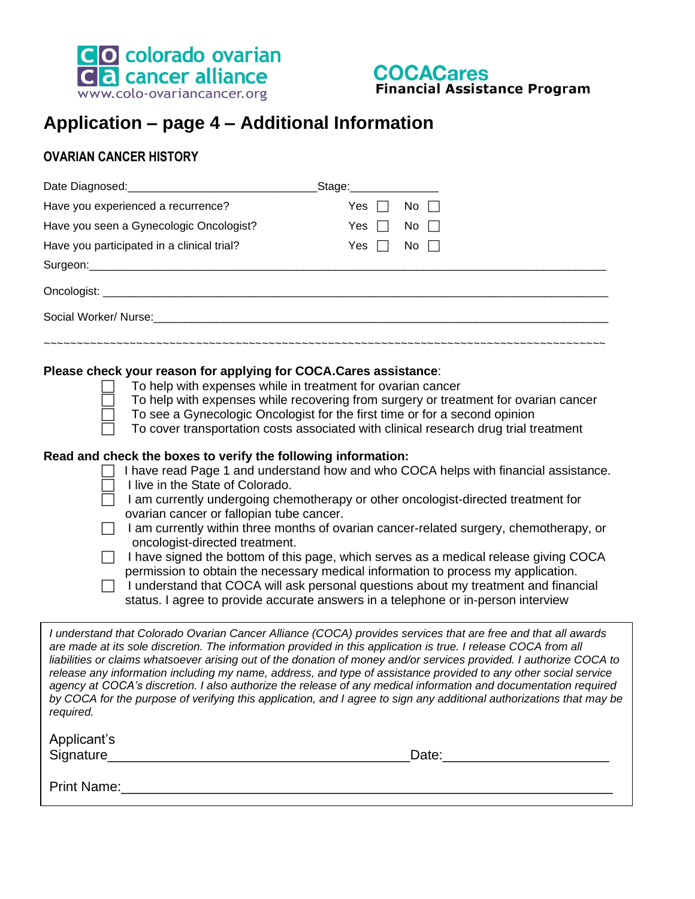colorado ovarian cancer alliance
www.colo-ovariancancer.org

**COCACares**
**Financial Assistance Program**

# Application – page 4 – Additional Information

## OVARIAN CANCER HISTORY

Date Diagnosed:______________________________Stage:______________

Have you experienced a recurrence? Yes ☐ No ☐

Have you seen a Gynecologic Oncologist? Yes ☐ No ☐

Have you participated in a clinical trial? Yes ☐ No ☐

Surgeon:_______________________________________________________________________________

Oncologist: _____________________________________________________________________________

Social Worker/ Nurse:_____________________________________________________________________

~~~~~~~~~~~~~~~~~~~~~~~~~~~~~~~~~~~~~~~~~~~~~~~~~~~~~~~~~~~~~~~~~~~~~~~~~~~~~~~~~~~~~~~~~~~~~~~~

**Please check your reason for applying for COCA.Cares assistance**:

- ☐ To help with expenses while in treatment for ovarian cancer
- ☐ To help with expenses while recovering from surgery or treatment for ovarian cancer
- ☐ To see a Gynecologic Oncologist for the first time or for a second opinion
- ☐ To cover transportation costs associated with clinical research drug trial treatment

**Read and check the boxes to verify the following information:**

- ☐ I have read Page 1 and understand how and who COCA helps with financial assistance.
- ☐ I live in the State of Colorado.
- ☐ I am currently undergoing chemotherapy or other oncologist-directed treatment for ovarian cancer or fallopian tube cancer.
- ☐ I am currently within three months of ovarian cancer-related surgery, chemotherapy, or oncologist-directed treatment.
- ☐ I have signed the bottom of this page, which serves as a medical release giving COCA permission to obtain the necessary medical information to process my application.
- ☐ I understand that COCA will ask personal questions about my treatment and financial status. I agree to provide accurate answers in a telephone or in-person interview

*I understand that Colorado Ovarian Cancer Alliance (COCA) provides services that are free and that all awards are made at its sole discretion. The information provided in this application is true. I release COCA from all liabilities or claims whatsoever arising out of the donation of money and/or services provided. I authorize COCA to release any information including my name, address, and type of assistance provided to any other social service agency at COCA's discretion. I also authorize the release of any medical information and documentation required by COCA for the purpose of verifying this application, and I agree to sign any additional authorizations that may be required.*

Applicant's Signature_______________________________________Date:_____________________

Print Name:______________________________________________________________________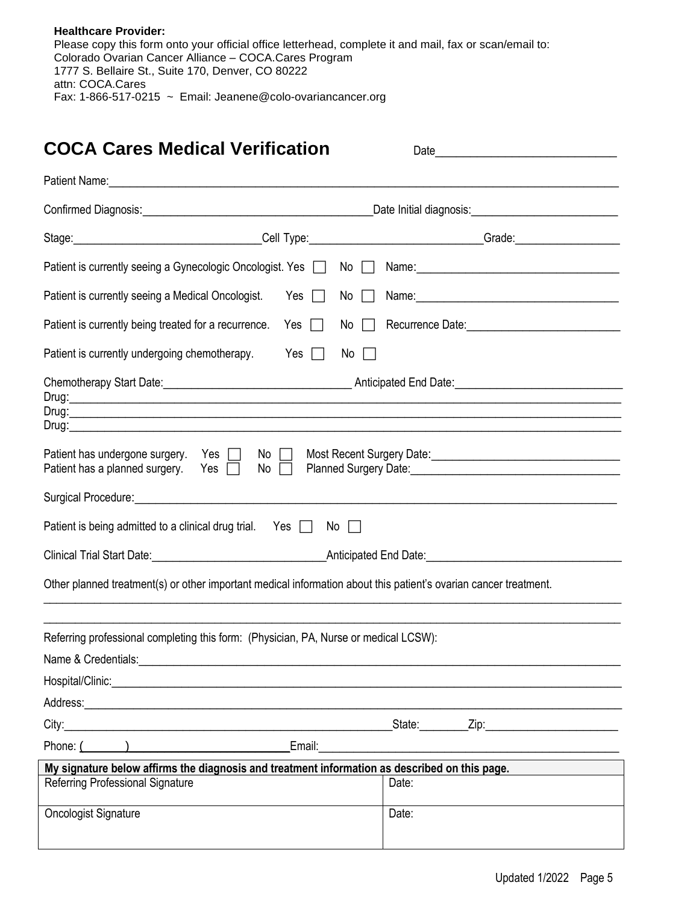**Healthcare Provider:**
Please copy this form onto your official office letterhead, complete it and mail, fax or scan/email to:
Colorado Ovarian Cancer Alliance – COCA.Cares Program
1777 S. Bellaire St., Suite 170, Denver, CO 80222
attn: COCA.Cares
Fax: 1-866-517-0215 ~ Email: Jeanene@colo-ovariancancer.org

# COCA Cares Medical Verification

Date\_\_\_\_\_\_\_\_\_\_\_\_\_\_\_\_\_\_\_\_\_\_\_\_\_\_\_\_

Patient Name:\_\_\_\_\_\_\_\_\_\_\_\_\_\_\_\_\_\_\_\_\_\_\_\_\_\_\_\_\_\_\_\_\_\_\_\_\_\_\_\_\_\_\_\_\_\_\_\_\_\_\_\_\_\_\_\_\_\_\_\_

Confirmed Diagnosis:\_\_\_\_\_\_\_\_\_\_\_\_\_\_\_\_\_\_\_\_\_\_\_\_\_\_\_\_\_\_\_\_ Date Initial diagnosis:\_\_\_\_\_\_\_\_\_\_\_\_\_\_\_\_\_\_\_\_

Stage:\_\_\_\_\_\_\_\_\_\_\_\_\_\_\_\_\_\_\_\_\_\_\_\_\_\_ Cell Type:\_\_\_\_\_\_\_\_\_\_\_\_\_\_\_\_\_\_\_\_\_\_\_\_ Grade:\_\_\_\_\_\_\_\_\_\_\_\_\_\_\_

Patient is currently seeing a Gynecologic Oncologist. Yes ☐ No ☐ Name:\_\_\_\_\_\_\_\_\_\_\_\_\_\_\_\_\_\_\_\_\_\_\_\_\_\_\_\_

Patient is currently seeing a Medical Oncologist. Yes ☐ No ☐ Name:\_\_\_\_\_\_\_\_\_\_\_\_\_\_\_\_\_\_\_\_\_\_\_\_\_\_\_\_

Patient is currently being treated for a recurrence. Yes ☐ No ☐ Recurrence Date:\_\_\_\_\_\_\_\_\_\_\_\_\_\_\_\_\_\_\_\_\_\_

Patient is currently undergoing chemotherapy. Yes ☐ No ☐

Chemotherapy Start Date:\_\_\_\_\_\_\_\_\_\_\_\_\_\_\_\_\_\_\_\_\_\_\_\_\_\_ Anticipated End Date:\_\_\_\_\_\_\_\_\_\_\_\_\_\_\_\_\_\_\_\_\_\_\_\_

Drug:\_\_\_\_\_\_\_\_\_\_\_\_\_\_\_\_\_\_\_\_\_\_\_\_\_\_\_\_\_\_\_\_\_\_\_\_\_\_\_\_\_\_\_\_\_\_\_\_\_\_\_\_\_\_\_\_\_\_\_\_\_\_\_\_\_\_\_\_\_\_\_\_

Drug:\_\_\_\_\_\_\_\_\_\_\_\_\_\_\_\_\_\_\_\_\_\_\_\_\_\_\_\_\_\_\_\_\_\_\_\_\_\_\_\_\_\_\_\_\_\_\_\_\_\_\_\_\_\_\_\_\_\_\_\_\_\_\_\_\_\_\_\_\_\_\_\_

Drug:\_\_\_\_\_\_\_\_\_\_\_\_\_\_\_\_\_\_\_\_\_\_\_\_\_\_\_\_\_\_\_\_\_\_\_\_\_\_\_\_\_\_\_\_\_\_\_\_\_\_\_\_\_\_\_\_\_\_\_\_\_\_\_\_\_\_\_\_\_\_\_\_

Patient has undergone surgery. Yes ☐ No ☐ Most Recent Surgery Date:\_\_\_\_\_\_\_\_\_\_\_\_\_\_\_\_\_\_\_\_\_\_\_\_\_\_
Patient has a planned surgery. Yes ☐ No ☐ Planned Surgery Date:\_\_\_\_\_\_\_\_\_\_\_\_\_\_\_\_\_\_\_\_\_\_\_\_\_\_\_\_\_

Surgical Procedure:\_\_\_\_\_\_\_\_\_\_\_\_\_\_\_\_\_\_\_\_\_\_\_\_\_\_\_\_\_\_\_\_\_\_\_\_\_\_\_\_\_\_\_\_\_\_\_\_\_\_\_\_\_\_\_\_\_\_\_\_\_\_\_

Patient is being admitted to a clinical drug trial. Yes ☐ No ☐

Clinical Trial Start Date:\_\_\_\_\_\_\_\_\_\_\_\_\_\_\_\_\_\_\_\_\_\_\_\_\_ Anticipated End Date:\_\_\_\_\_\_\_\_\_\_\_\_\_\_\_\_\_\_\_\_\_\_\_\_\_\_\_

Other planned treatment(s) or other important medical information about this patient's ovarian cancer treatment.

\_\_\_\_\_\_\_\_\_\_\_\_\_\_\_\_\_\_\_\_\_\_\_\_\_\_\_\_\_\_\_\_\_\_\_\_\_\_\_\_\_\_\_\_\_\_\_\_\_\_\_\_\_\_\_\_\_\_\_\_\_\_\_\_\_\_\_\_\_\_\_\_\_\_\_\_\_\_

\_\_\_\_\_\_\_\_\_\_\_\_\_\_\_\_\_\_\_\_\_\_\_\_\_\_\_\_\_\_\_\_\_\_\_\_\_\_\_\_\_\_\_\_\_\_\_\_\_\_\_\_\_\_\_\_\_\_\_\_\_\_\_\_\_\_\_\_\_\_\_\_\_\_\_\_\_\_

Referring professional completing this form: (Physician, PA, Nurse or medical LCSW):

Name & Credentials:\_\_\_\_\_\_\_\_\_\_\_\_\_\_\_\_\_\_\_\_\_\_\_\_\_\_\_\_\_\_\_\_\_\_\_\_\_\_\_\_\_\_\_\_\_\_\_\_\_\_\_\_\_\_\_\_\_\_\_\_\_\_\_

Hospital/Clinic:\_\_\_\_\_\_\_\_\_\_\_\_\_\_\_\_\_\_\_\_\_\_\_\_\_\_\_\_\_\_\_\_\_\_\_\_\_\_\_\_\_\_\_\_\_\_\_\_\_\_\_\_\_\_\_\_\_\_\_\_\_\_\_\_\_\_

Address:\_\_\_\_\_\_\_\_\_\_\_\_\_\_\_\_\_\_\_\_\_\_\_\_\_\_\_\_\_\_\_\_\_\_\_\_\_\_\_\_\_\_\_\_\_\_\_\_\_\_\_\_\_\_\_\_\_\_\_\_\_\_\_\_\_\_\_\_\_\_

City:\_\_\_\_\_\_\_\_\_\_\_\_\_\_\_\_\_\_\_\_\_\_\_\_\_\_\_\_\_\_\_\_\_\_\_\_\_\_\_\_\_\_\_\_\_\_ State:\_\_\_\_\_\_\_ Zip:\_\_\_\_\_\_\_\_\_\_\_\_\_\_\_\_\_\_\_

Phone: (\_\_\_\_\_\_\_)\_\_\_\_\_\_\_\_\_\_\_\_\_\_\_\_\_\_\_\_\_\_\_ Email:\_\_\_\_\_\_\_\_\_\_\_\_\_\_\_\_\_\_\_\_\_\_\_\_\_\_\_\_\_\_\_\_\_\_\_\_\_\_\_\_\_\_\_

| **My signature below affirms the diagnosis and treatment information as described on this page.** | |
|---|---|
| Referring Professional Signature | Date: |
| Oncologist Signature | Date: |

Updated 1/2022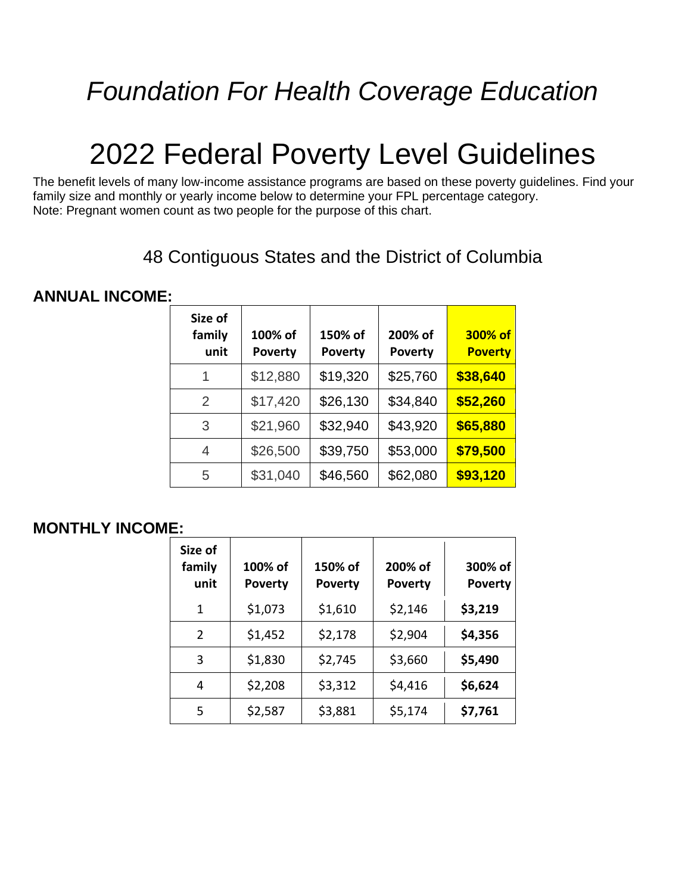*Foundation For Health Coverage Education*

# 2022 Federal Poverty Level Guidelines

The benefit levels of many low-income assistance programs are based on these poverty guidelines. Find your family size and monthly or yearly income below to determine your FPL percentage category.
Note: Pregnant women count as two people for the purpose of this chart.

## 48 Contiguous States and the District of Columbia

### ANNUAL INCOME:

| Size of family unit | 100% of Poverty | 150% of Poverty | 200% of Poverty | 300% of Poverty |
|---|---|---|---|---|
| 1 | $12,880 | $19,320 | $25,760 | **$38,640** |
| 2 | $17,420 | $26,130 | $34,840 | **$52,260** |
| 3 | $21,960 | $32,940 | $43,920 | **$65,880** |
| 4 | $26,500 | $39,750 | $53,000 | **$79,500** |
| 5 | $31,040 | $46,560 | $62,080 | **$93,120** |

### MONTHLY INCOME:

| Size of family unit | 100% of Poverty | 150% of Poverty | 200% of Poverty | 300% of Poverty |
|---|---|---|---|---|
| 1 | $1,073 | $1,610 | $2,146 | **$3,219** |
| 2 | $1,452 | $2,178 | $2,904 | **$4,356** |
| 3 | $1,830 | $2,745 | $3,660 | **$5,490** |
| 4 | $2,208 | $3,312 | $4,416 | **$6,624** |
| 5 | $2,587 | $3,881 | $5,174 | **$7,761** |